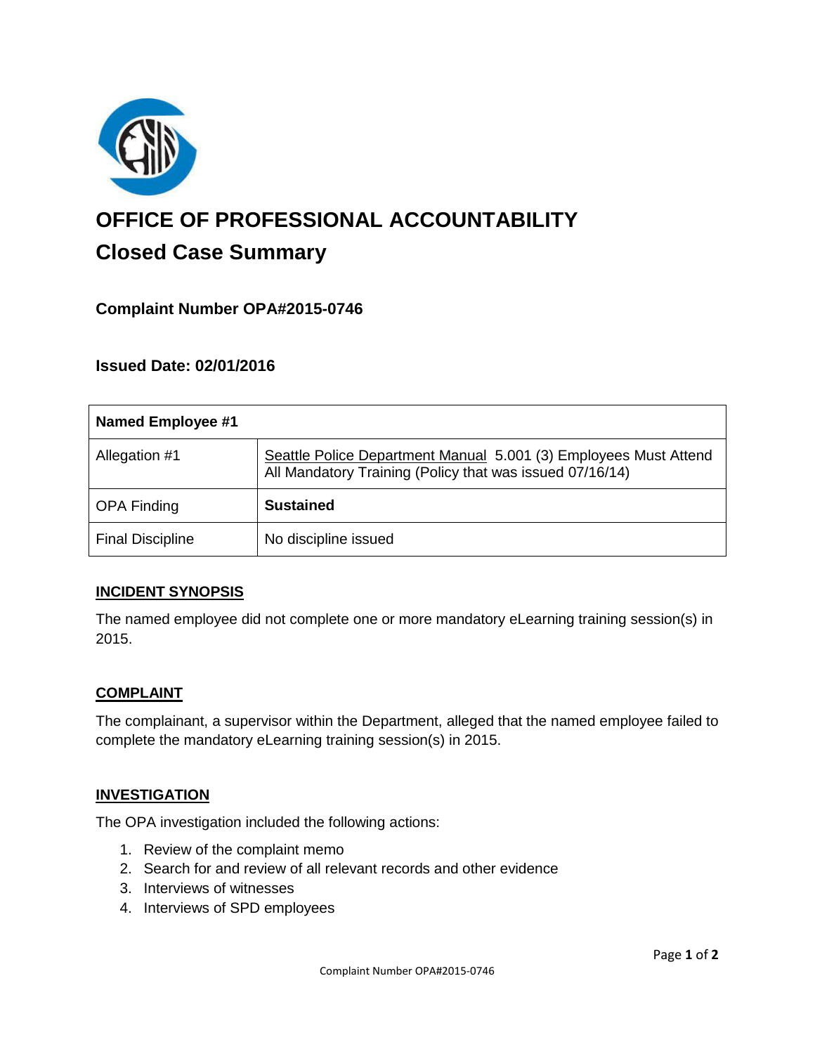# OFFICE OF PROFESSIONAL ACCOUNTABILITY

## Closed Case Summary

### Complaint Number OPA#2015-0746

### Issued Date: 02/01/2016

| Named Employee #1 | |
|---|---|
| Allegation #1 | Seattle Police Department Manual 5.001 (3) Employees Must Attend All Mandatory Training (Policy that was issued 07/16/14) |
| OPA Finding | **Sustained** |
| Final Discipline | No discipline issued |

**INCIDENT SYNOPSIS**

The named employee did not complete one or more mandatory eLearning training session(s) in 2015.

**COMPLAINT**

The complainant, a supervisor within the Department, alleged that the named employee failed to complete the mandatory eLearning training session(s) in 2015.

**INVESTIGATION**

The OPA investigation included the following actions:

1. Review of the complaint memo
2. Search for and review of all relevant records and other evidence
3. Interviews of witnesses
4. Interviews of SPD employees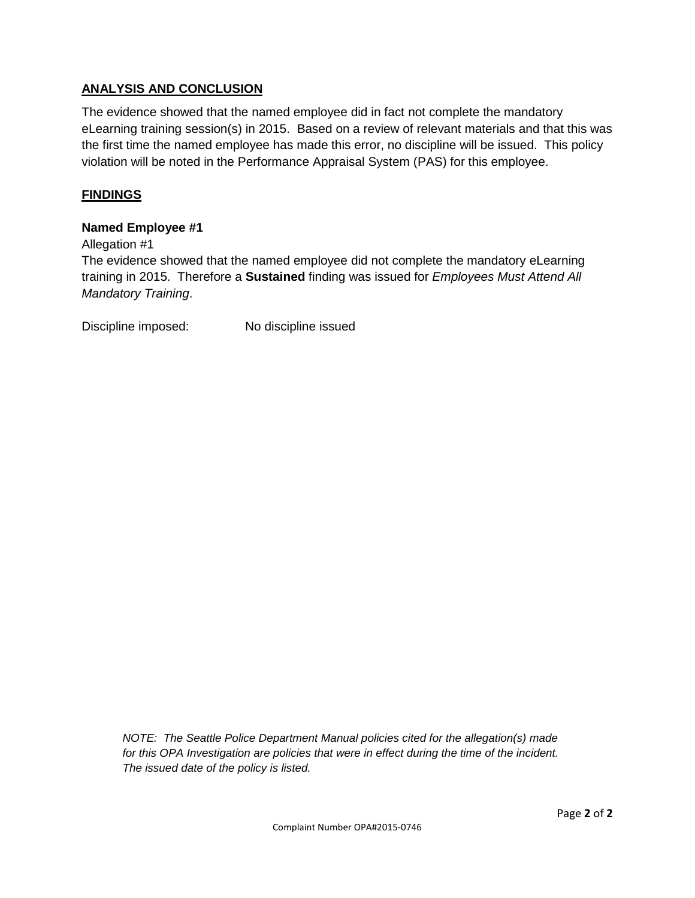## ANALYSIS AND CONCLUSION

The evidence showed that the named employee did in fact not complete the mandatory eLearning training session(s) in 2015. Based on a review of relevant materials and that this was the first time the named employee has made this error, no discipline will be issued. This policy violation will be noted in the Performance Appraisal System (PAS) for this employee.

## FINDINGS

**Named Employee #1**

Allegation #1

The evidence showed that the named employee did not complete the mandatory eLearning training in 2015. Therefore a **Sustained** finding was issued for *Employees Must Attend All Mandatory Training*.

Discipline imposed: No discipline issued

*NOTE: The Seattle Police Department Manual policies cited for the allegation(s) made for this OPA Investigation are policies that were in effect during the time of the incident. The issued date of the policy is listed.*

Complaint Number OPA#2015-0746